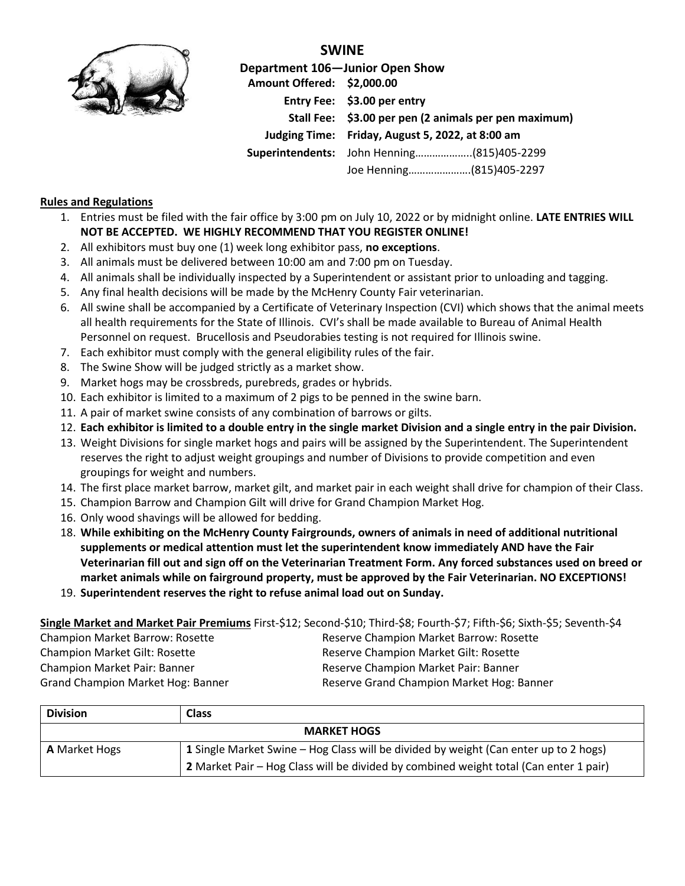# SWINE

**Department 106—Junior Open Show**

**Amount Offered:** $2,000.00
**Entry Fee:** $3.00 per entry
**Stall Fee:** $3.00 per pen (2 animals per pen maximum)
**Judging Time:** Friday, August 5, 2022, at 8:00 am
**Superintendents:** John Henning………………..(815)405-2299
Joe Henning…………………(815)405-2297

## Rules and Regulations

1. Entries must be filed with the fair office by 3:00 pm on July 10, 2022 or by midnight online. **LATE ENTRIES WILL NOT BE ACCEPTED. WE HIGHLY RECOMMEND THAT YOU REGISTER ONLINE!**
2. All exhibitors must buy one (1) week long exhibitor pass, **no exceptions**.
3. All animals must be delivered between 10:00 am and 7:00 pm on Tuesday.
4. All animals shall be individually inspected by a Superintendent or assistant prior to unloading and tagging.
5. Any final health decisions will be made by the McHenry County Fair veterinarian.
6. All swine shall be accompanied by a Certificate of Veterinary Inspection (CVI) which shows that the animal meets all health requirements for the State of Illinois. CVI's shall be made available to Bureau of Animal Health Personnel on request. Brucellosis and Pseudorabies testing is not required for Illinois swine.
7. Each exhibitor must comply with the general eligibility rules of the fair.
8. The Swine Show will be judged strictly as a market show.
9. Market hogs may be crossbreds, purebreds, grades or hybrids.
10. Each exhibitor is limited to a maximum of 2 pigs to be penned in the swine barn.
11. A pair of market swine consists of any combination of barrows or gilts.
12. **Each exhibitor is limited to a double entry in the single market Division and a single entry in the pair Division.**
13. Weight Divisions for single market hogs and pairs will be assigned by the Superintendent. The Superintendent reserves the right to adjust weight groupings and number of Divisions to provide competition and even groupings for weight and numbers.
14. The first place market barrow, market gilt, and market pair in each weight shall drive for champion of their Class.
15. Champion Barrow and Champion Gilt will drive for Grand Champion Market Hog.
16. Only wood shavings will be allowed for bedding.
18. **While exhibiting on the McHenry County Fairgrounds, owners of animals in need of additional nutritional supplements or medical attention must let the superintendent know immediately AND have the Fair Veterinarian fill out and sign off on the Veterinarian Treatment Form. Any forced substances used on breed or market animals while on fairground property, must be approved by the Fair Veterinarian. NO EXCEPTIONS!**
19. **Superintendent reserves the right to refuse animal load out on Sunday.**

**Single Market and Market Pair Premiums** First-$12; Second-$10; Third-$8; Fourth-$7; Fifth-$6; Sixth-$5; Seventh-$4

Champion Market Barrow: Rosette
Reserve Champion Market Barrow: Rosette
Champion Market Gilt: Rosette
Reserve Champion Market Gilt: Rosette
Champion Market Pair: Banner
Reserve Champion Market Pair: Banner
Grand Champion Market Hog: Banner
Reserve Grand Champion Market Hog: Banner

| Division | Class |
|---|---|
| | **MARKET HOGS** |
| **A** Market Hogs | **1** Single Market Swine – Hog Class will be divided by weight (Can enter up to 2 hogs) |
| | **2** Market Pair – Hog Class will be divided by combined weight total (Can enter 1 pair) |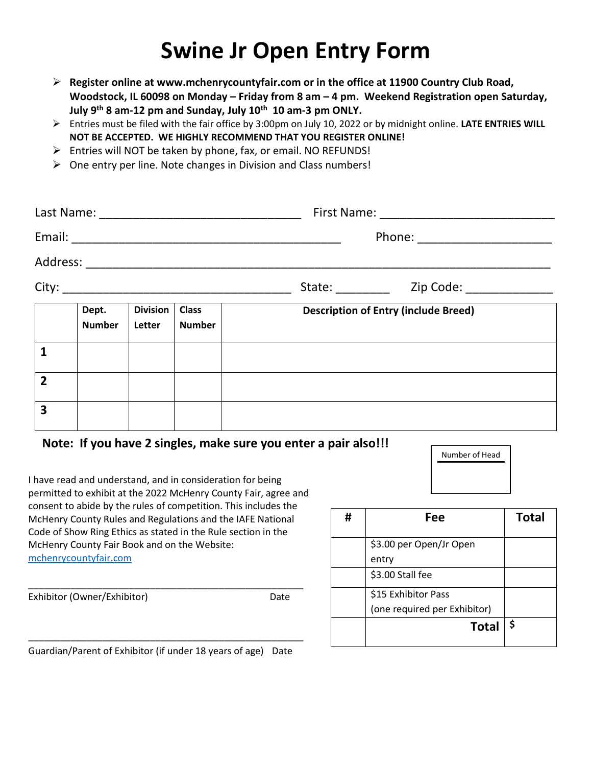# Swine Jr Open Entry Form

- **Register online at www.mchenrycountyfair.com or in the office at 11900 Country Club Road, Woodstock, IL 60098 on Monday – Friday from 8 am – 4 pm. Weekend Registration open Saturday, July 9th 8 am-12 pm and Sunday, July 10th 10 am-3 pm ONLY.**
- Entries must be filed with the fair office by 3:00pm on July 10, 2022 or by midnight online. **LATE ENTRIES WILL NOT BE ACCEPTED. WE HIGHLY RECOMMEND THAT YOU REGISTER ONLINE!**
- Entries will NOT be taken by phone, fax, or email. NO REFUNDS!
- One entry per line. Note changes in Division and Class numbers!

Last Name: ______________________________ First Name: __________________________

Email: ________________________________________ Phone: ____________________

Address: ______________________________________________________________________

City: __________________________________ State: ________ Zip Code: _____________

| | Dept. Number | Division Letter | Class Number | Description of Entry (include Breed) |
|---|---|---|---|---|
| **1** | | | | |
| **2** | | | | |
| **3** | | | | |

**Note: If you have 2 singles, make sure you enter a pair also!!!**

| Number of Head |
|---|
| |

I have read and understand, and in consideration for being permitted to exhibit at the 2022 McHenry County Fair, agree and consent to abide by the rules of competition. This includes the McHenry County Rules and Regulations and the IAFE National Code of Show Ring Ethics as stated in the Rule section in the McHenry County Fair Book and on the Website: mchenrycountyfair.com

_____________________________________________________

Exhibitor (Owner/Exhibitor) Date

_____________________________________________________

Guardian/Parent of Exhibitor (if under 18 years of age) Date

| # | Fee | Total |
|---|---|---|
| | $3.00 per Open/Jr Open entry | |
| | $3.00 Stall fee | |
| | $15 Exhibitor Pass (one required per Exhibitor) | |
| | **Total** | $ |